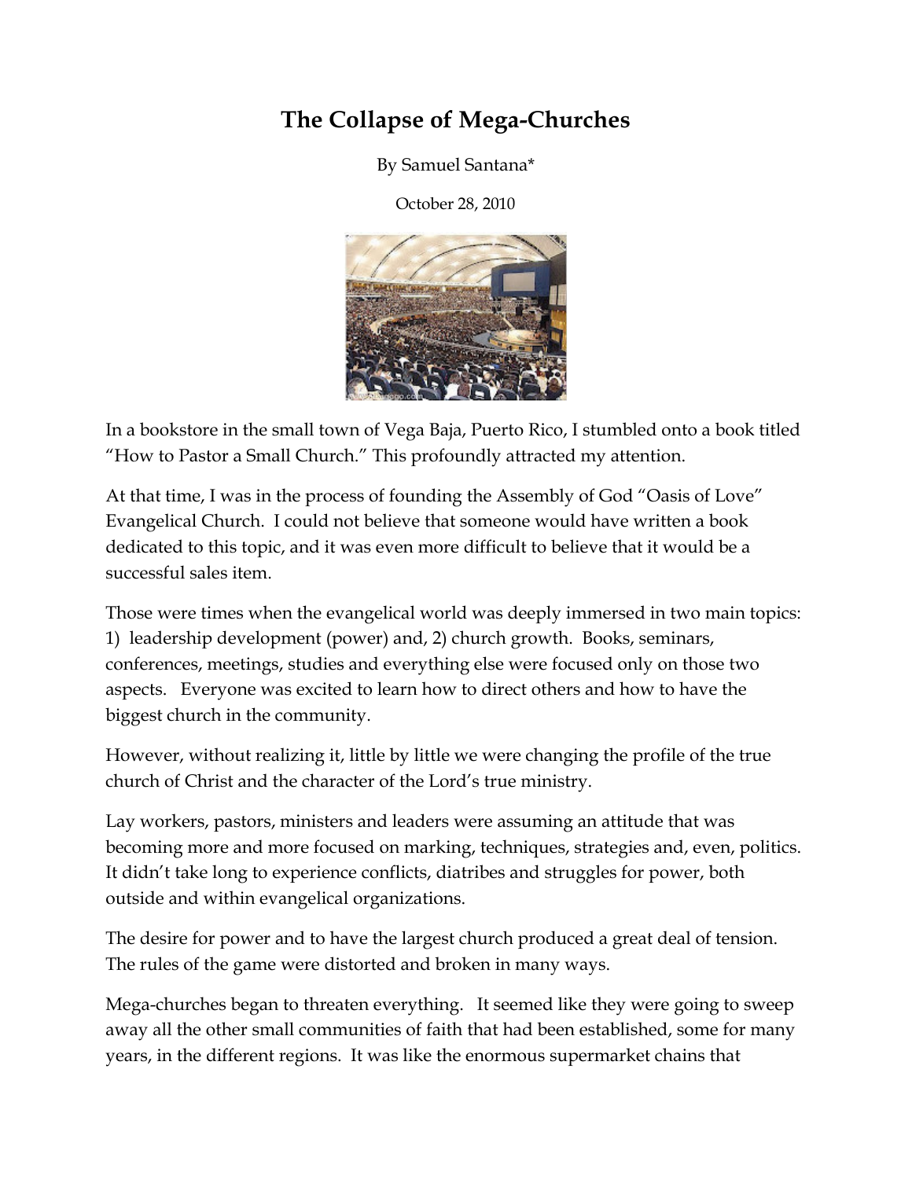# The Collapse of Mega-Churches

By Samuel Santana*

October 28, 2010

In a bookstore in the small town of Vega Baja, Puerto Rico, I stumbled onto a book titled "How to Pastor a Small Church." This profoundly attracted my attention.

At that time, I was in the process of founding the Assembly of God "Oasis of Love" Evangelical Church. I could not believe that someone would have written a book dedicated to this topic, and it was even more difficult to believe that it would be a successful sales item.

Those were times when the evangelical world was deeply immersed in two main topics: 1) leadership development (power) and, 2) church growth. Books, seminars, conferences, meetings, studies and everything else were focused only on those two aspects. Everyone was excited to learn how to direct others and how to have the biggest church in the community.

However, without realizing it, little by little we were changing the profile of the true church of Christ and the character of the Lord's true ministry.

Lay workers, pastors, ministers and leaders were assuming an attitude that was becoming more and more focused on marking, techniques, strategies and, even, politics. It didn't take long to experience conflicts, diatribes and struggles for power, both outside and within evangelical organizations.

The desire for power and to have the largest church produced a great deal of tension. The rules of the game were distorted and broken in many ways.

Mega-churches began to threaten everything. It seemed like they were going to sweep away all the other small communities of faith that had been established, some for many years, in the different regions. It was like the enormous supermarket chains that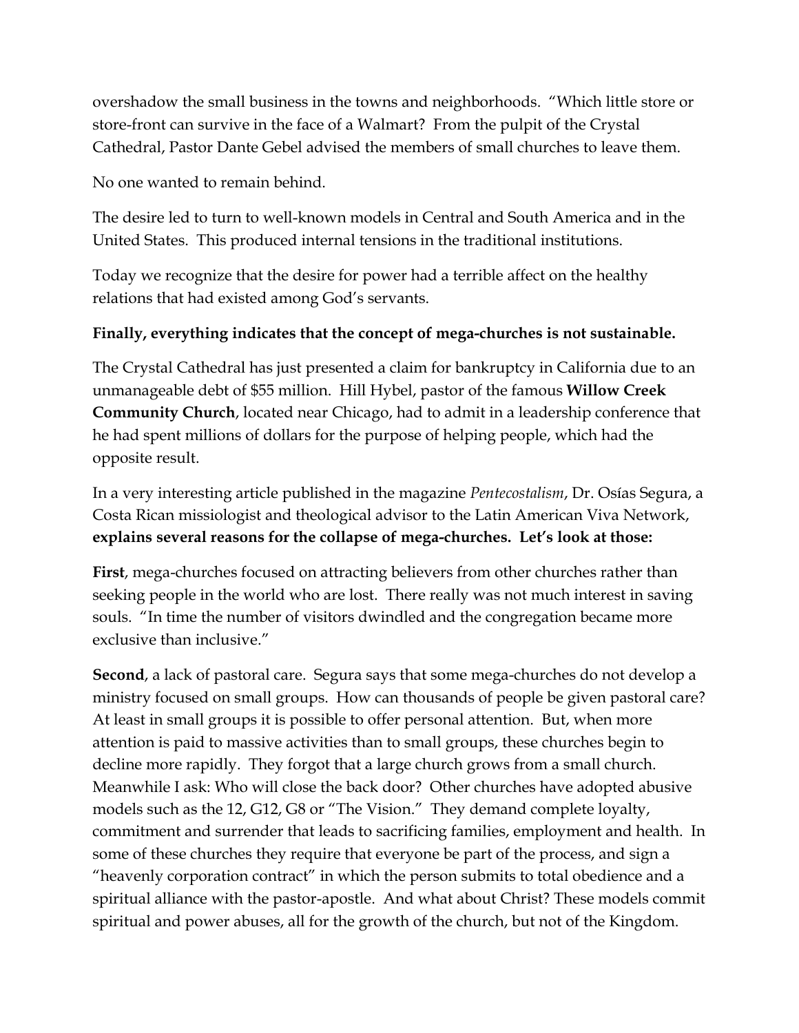overshadow the small business in the towns and neighborhoods. "Which little store or store-front can survive in the face of a Walmart? From the pulpit of the Crystal Cathedral, Pastor Dante Gebel advised the members of small churches to leave them.

No one wanted to remain behind.

The desire led to turn to well-known models in Central and South America and in the United States. This produced internal tensions in the traditional institutions.

Today we recognize that the desire for power had a terrible affect on the healthy relations that had existed among God's servants.

**Finally, everything indicates that the concept of mega-churches is not sustainable.**

The Crystal Cathedral has just presented a claim for bankruptcy in California due to an unmanageable debt of $55 million. Hill Hybel, pastor of the famous **Willow Creek Community Church**, located near Chicago, had to admit in a leadership conference that he had spent millions of dollars for the purpose of helping people, which had the opposite result.

In a very interesting article published in the magazine *Pentecostalism*, Dr. Osías Segura, a Costa Rican missiologist and theological advisor to the Latin American Viva Network, **explains several reasons for the collapse of mega-churches. Let's look at those:**

**First**, mega-churches focused on attracting believers from other churches rather than seeking people in the world who are lost. There really was not much interest in saving souls. "In time the number of visitors dwindled and the congregation became more exclusive than inclusive."

**Second**, a lack of pastoral care. Segura says that some mega-churches do not develop a ministry focused on small groups. How can thousands of people be given pastoral care? At least in small groups it is possible to offer personal attention. But, when more attention is paid to massive activities than to small groups, these churches begin to decline more rapidly. They forgot that a large church grows from a small church. Meanwhile I ask: Who will close the back door? Other churches have adopted abusive models such as the 12, G12, G8 or "The Vision." They demand complete loyalty, commitment and surrender that leads to sacrificing families, employment and health. In some of these churches they require that everyone be part of the process, and sign a "heavenly corporation contract" in which the person submits to total obedience and a spiritual alliance with the pastor-apostle. And what about Christ? These models commit spiritual and power abuses, all for the growth of the church, but not of the Kingdom.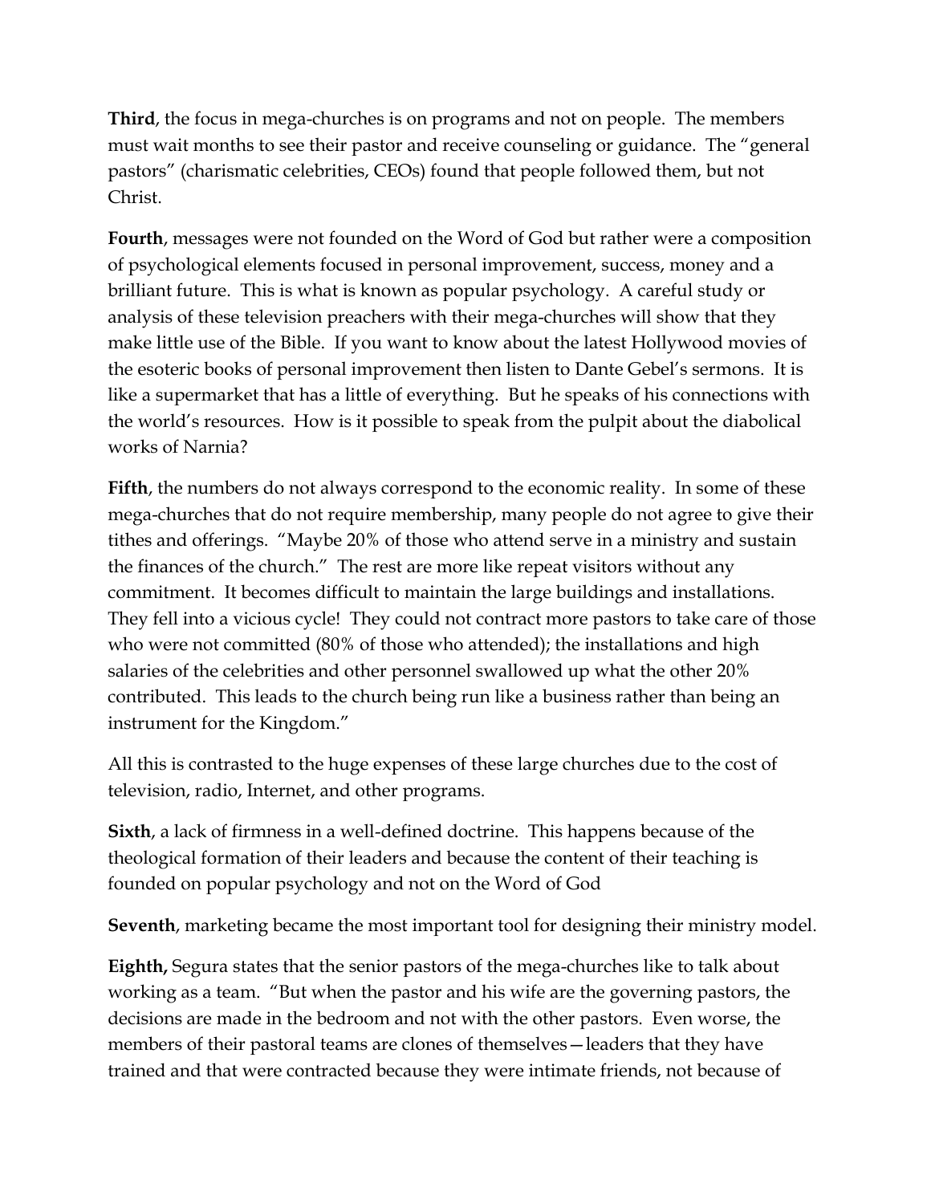**Third**, the focus in mega-churches is on programs and not on people. The members must wait months to see their pastor and receive counseling or guidance. The "general pastors" (charismatic celebrities, CEOs) found that people followed them, but not Christ.

**Fourth**, messages were not founded on the Word of God but rather were a composition of psychological elements focused in personal improvement, success, money and a brilliant future. This is what is known as popular psychology. A careful study or analysis of these television preachers with their mega-churches will show that they make little use of the Bible. If you want to know about the latest Hollywood movies of the esoteric books of personal improvement then listen to Dante Gebel's sermons. It is like a supermarket that has a little of everything. But he speaks of his connections with the world's resources. How is it possible to speak from the pulpit about the diabolical works of Narnia?

**Fifth**, the numbers do not always correspond to the economic reality. In some of these mega-churches that do not require membership, many people do not agree to give their tithes and offerings. "Maybe 20% of those who attend serve in a ministry and sustain the finances of the church." The rest are more like repeat visitors without any commitment. It becomes difficult to maintain the large buildings and installations. They fell into a vicious cycle! They could not contract more pastors to take care of those who were not committed (80% of those who attended); the installations and high salaries of the celebrities and other personnel swallowed up what the other 20% contributed. This leads to the church being run like a business rather than being an instrument for the Kingdom."

All this is contrasted to the huge expenses of these large churches due to the cost of television, radio, Internet, and other programs.

**Sixth**, a lack of firmness in a well-defined doctrine. This happens because of the theological formation of their leaders and because the content of their teaching is founded on popular psychology and not on the Word of God

**Seventh**, marketing became the most important tool for designing their ministry model.

**Eighth,** Segura states that the senior pastors of the mega-churches like to talk about working as a team. "But when the pastor and his wife are the governing pastors, the decisions are made in the bedroom and not with the other pastors. Even worse, the members of their pastoral teams are clones of themselves—leaders that they have trained and that were contracted because they were intimate friends, not because of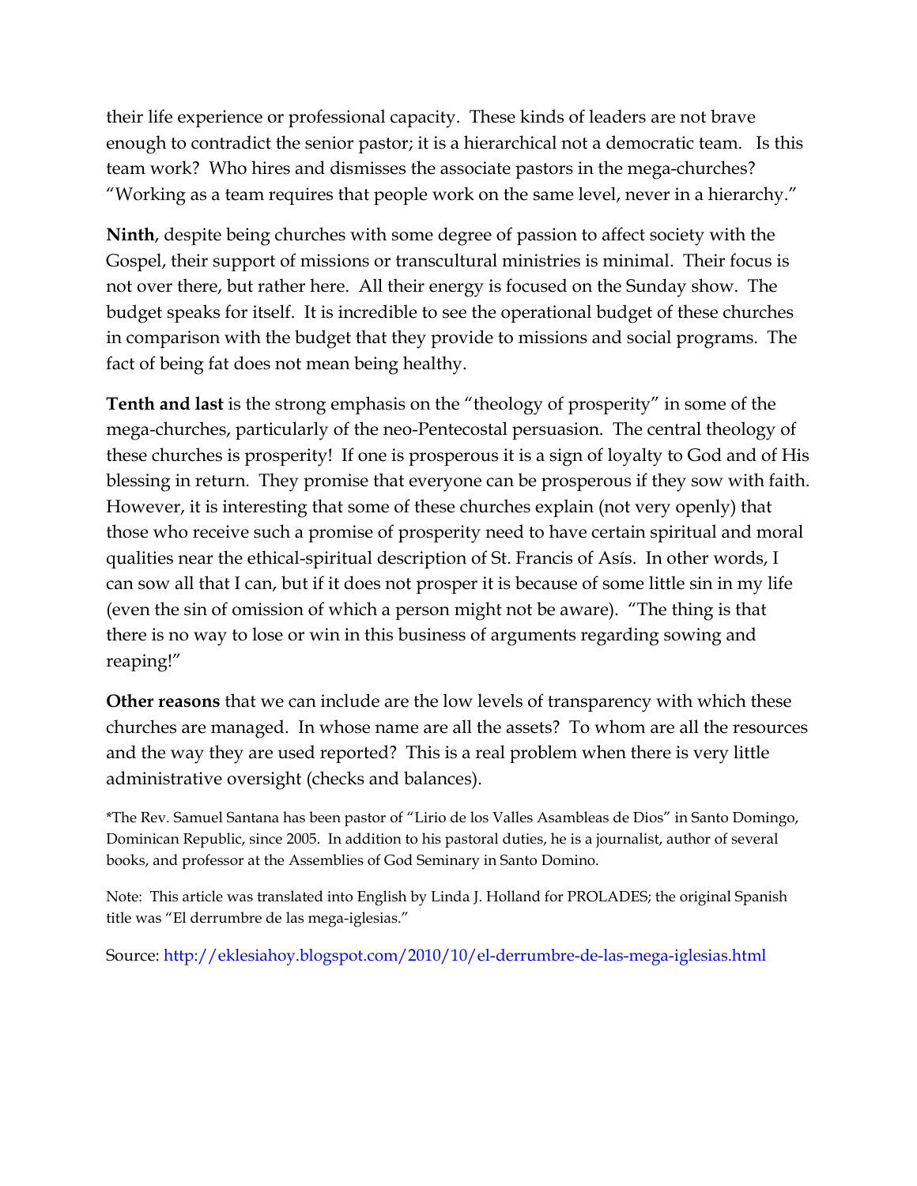their life experience or professional capacity. These kinds of leaders are not brave enough to contradict the senior pastor; it is a hierarchical not a democratic team. Is this team work? Who hires and dismisses the associate pastors in the mega-churches? "Working as a team requires that people work on the same level, never in a hierarchy."

**Ninth**, despite being churches with some degree of passion to affect society with the Gospel, their support of missions or transcultural ministries is minimal. Their focus is not over there, but rather here. All their energy is focused on the Sunday show. The budget speaks for itself. It is incredible to see the operational budget of these churches in comparison with the budget that they provide to missions and social programs. The fact of being fat does not mean being healthy.

**Tenth and last** is the strong emphasis on the "theology of prosperity" in some of the mega-churches, particularly of the neo-Pentecostal persuasion. The central theology of these churches is prosperity! If one is prosperous it is a sign of loyalty to God and of His blessing in return. They promise that everyone can be prosperous if they sow with faith. However, it is interesting that some of these churches explain (not very openly) that those who receive such a promise of prosperity need to have certain spiritual and moral qualities near the ethical-spiritual description of St. Francis of Asís. In other words, I can sow all that I can, but if it does not prosper it is because of some little sin in my life (even the sin of omission of which a person might not be aware). "The thing is that there is no way to lose or win in this business of arguments regarding sowing and reaping!"

**Other reasons** that we can include are the low levels of transparency with which these churches are managed. In whose name are all the assets? To whom are all the resources and the way they are used reported? This is a real problem when there is very little administrative oversight (checks and balances).

*The Rev. Samuel Santana has been pastor of "Lirio de los Valles Asambleas de Dios" in Santo Domingo, Dominican Republic, since 2005. In addition to his pastoral duties, he is a journalist, author of several books, and professor at the Assemblies of God Seminary in Santo Domino.

Note: This article was translated into English by Linda J. Holland for PROLADES; the original Spanish title was "El derrumbre de las mega-iglesias."

Source: http://eklesiahoy.blogspot.com/2010/10/el-derrumbre-de-las-mega-iglesias.html